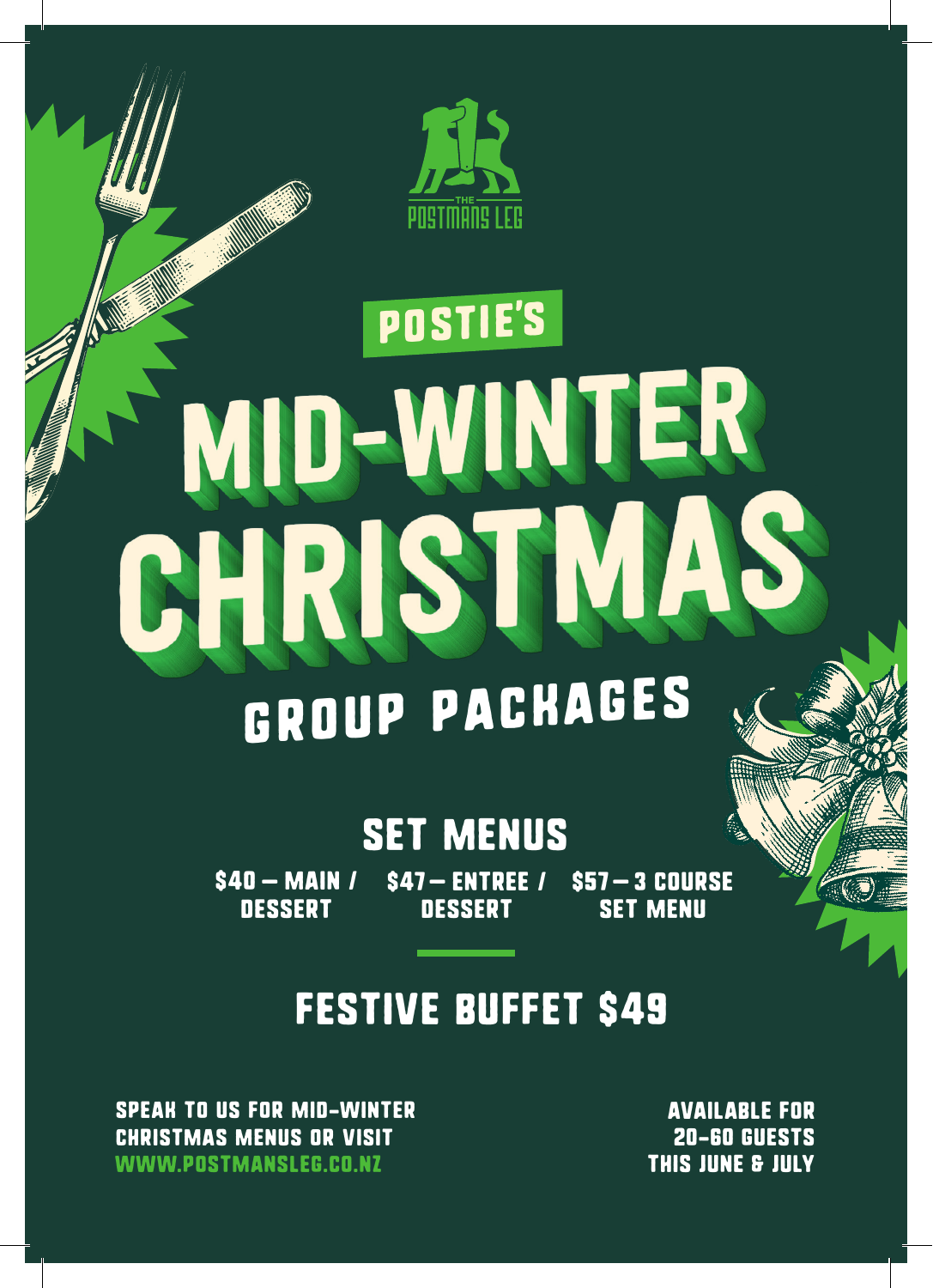THE POSTMANS LEG

POSTIE'S

# MID-WINTER CHRISTMAS

## GROUP PACKAGES

### SET MENUS

$40 – MAIN / DESSERT

$47 – ENTREE / DESSERT

$57 – 3 COURSE SET MENU

### FESTIVE BUFFET $49

SPEAK TO US FOR MID-WINTER CHRISTMAS MENUS OR VISIT WWW.POSTMANSLEG.CO.NZ

AVAILABLE FOR 20-60 GUESTS THIS JUNE & JULY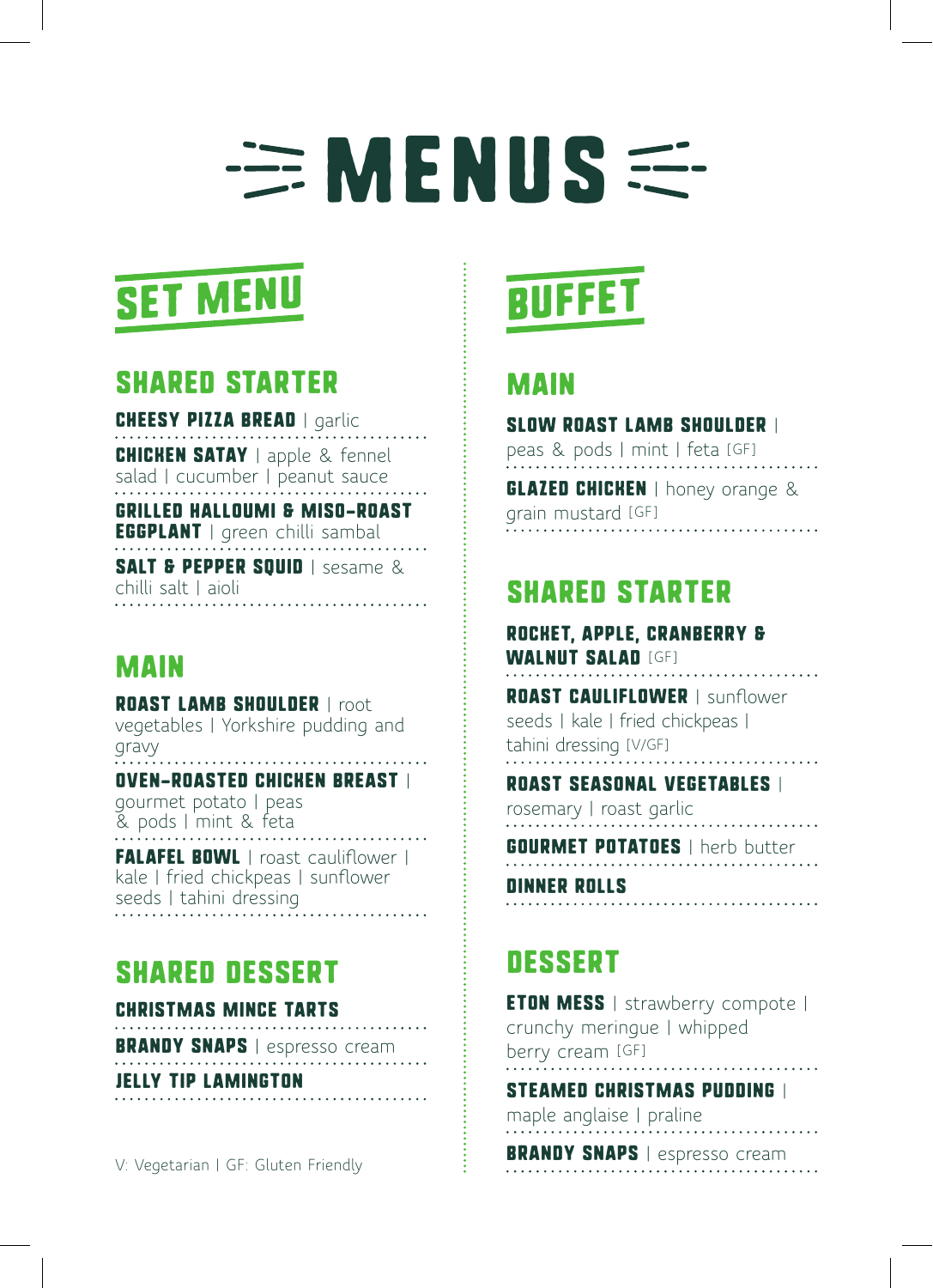# MENUS

## SET MENU

### SHARED STARTER

**CHEESY PIZZA BREAD** | garlic

**CHICKEN SATAY** | apple & fennel salad | cucumber | peanut sauce

**GRILLED HALLOUMI & MISO-ROAST EGGPLANT** | green chilli sambal

**SALT & PEPPER SQUID** | sesame & chilli salt | aioli

### MAIN

**ROAST LAMB SHOULDER** | root vegetables | Yorkshire pudding and gravy

**OVEN-ROASTED CHICKEN BREAST** | gourmet potato | peas & pods | mint & feta

**FALAFEL BOWL** | roast cauliflower | kale | fried chickpeas | sunflower seeds | tahini dressing

### SHARED DESSERT

**CHRISTMAS MINCE TARTS**

**BRANDY SNAPS** | espresso cream

**JELLY TIP LAMINGTON**

V: Vegetarian | GF: Gluten Friendly

## BUFFET

### MAIN

**SLOW ROAST LAMB SHOULDER** | peas & pods | mint | feta [GF]

**GLAZED CHICKEN** | honey orange & grain mustard [GF]

### SHARED STARTER

**ROCKET, APPLE, CRANBERRY & WALNUT SALAD** [GF]

**ROAST CAULIFLOWER** | sunflower seeds | kale | fried chickpeas | tahini dressing [V/GF]

**ROAST SEASONAL VEGETABLES** | rosemary | roast garlic

**GOURMET POTATOES** | herb butter

**DINNER ROLLS**

### DESSERT

**ETON MESS** | strawberry compote | crunchy meringue | whipped berry cream [GF]

**STEAMED CHRISTMAS PUDDING** | maple anglaise | praline

**BRANDY SNAPS** | espresso cream